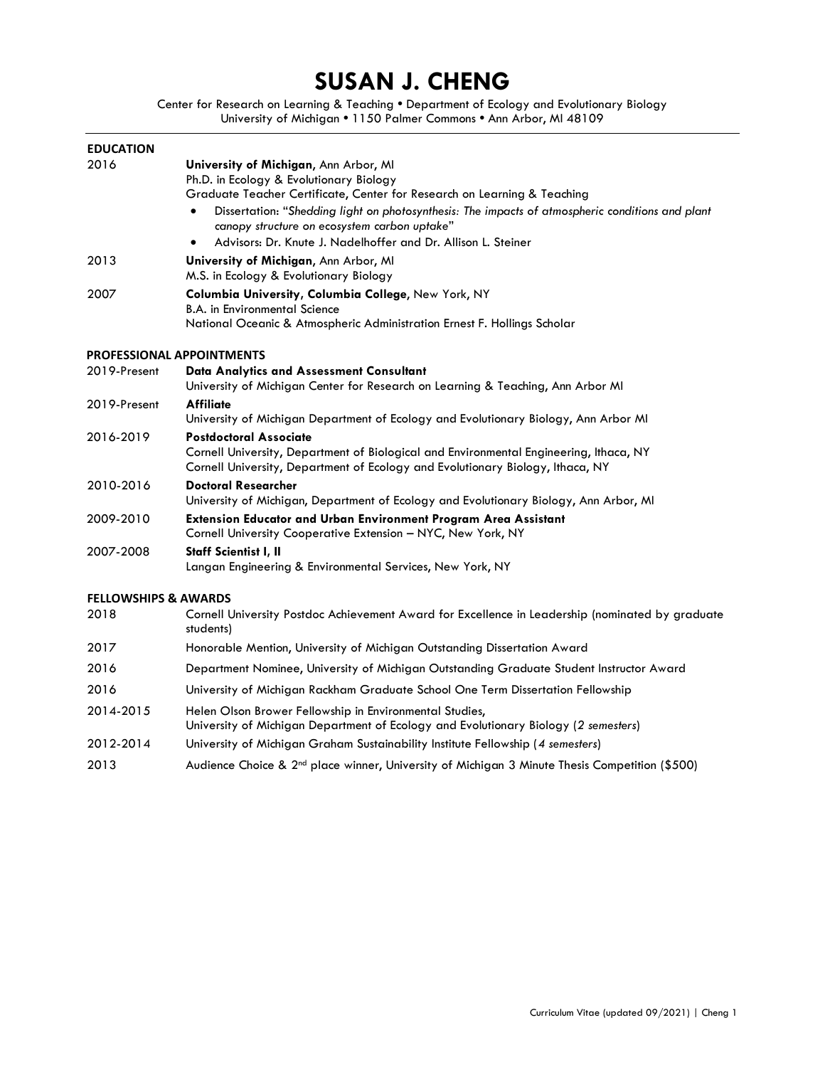# SUSAN J. CHENG

Center for Research on Learning & Teaching • Department of Ecology and Evolutionary Biology
University of Michigan • 1150 Palmer Commons • Ann Arbor, MI 48109

## EDUCATION

**2016** — **University of Michigan**, Ann Arbor, MI
Ph.D. in Ecology & Evolutionary Biology
Graduate Teacher Certificate, Center for Research on Learning & Teaching
- Dissertation: "*Shedding light on photosynthesis: The impacts of atmospheric conditions and plant canopy structure on ecosystem carbon uptake*"
- Advisors: Dr. Knute J. Nadelhoffer and Dr. Allison L. Steiner

**2013** — **University of Michigan**, Ann Arbor, MI
M.S. in Ecology & Evolutionary Biology

**2007** — **Columbia University, Columbia College**, New York, NY
B.A. in Environmental Science
National Oceanic & Atmospheric Administration Ernest F. Hollings Scholar

## PROFESSIONAL APPOINTMENTS

**2019-Present** — **Data Analytics and Assessment Consultant**
University of Michigan Center for Research on Learning & Teaching, Ann Arbor MI

**2019-Present** — **Affiliate**
University of Michigan Department of Ecology and Evolutionary Biology, Ann Arbor MI

**2016-2019** — **Postdoctoral Associate**
Cornell University, Department of Biological and Environmental Engineering, Ithaca, NY
Cornell University, Department of Ecology and Evolutionary Biology, Ithaca, NY

**2010-2016** — **Doctoral Researcher**
University of Michigan, Department of Ecology and Evolutionary Biology, Ann Arbor, MI

**2009-2010** — **Extension Educator and Urban Environment Program Area Assistant**
Cornell University Cooperative Extension – NYC, New York, NY

**2007-2008** — **Staff Scientist I, II**
Langan Engineering & Environmental Services, New York, NY

## FELLOWSHIPS & AWARDS

**2018** — Cornell University Postdoc Achievement Award for Excellence in Leadership (nominated by graduate students)

**2017** — Honorable Mention, University of Michigan Outstanding Dissertation Award

**2016** — Department Nominee, University of Michigan Outstanding Graduate Student Instructor Award

**2016** — University of Michigan Rackham Graduate School One Term Dissertation Fellowship

**2014-2015** — Helen Olson Brower Fellowship in Environmental Studies,
University of Michigan Department of Ecology and Evolutionary Biology (*2 semesters*)

**2012-2014** — University of Michigan Graham Sustainability Institute Fellowship (*4 semesters*)

**2013** — Audience Choice & 2nd place winner, University of Michigan 3 Minute Thesis Competition ($500)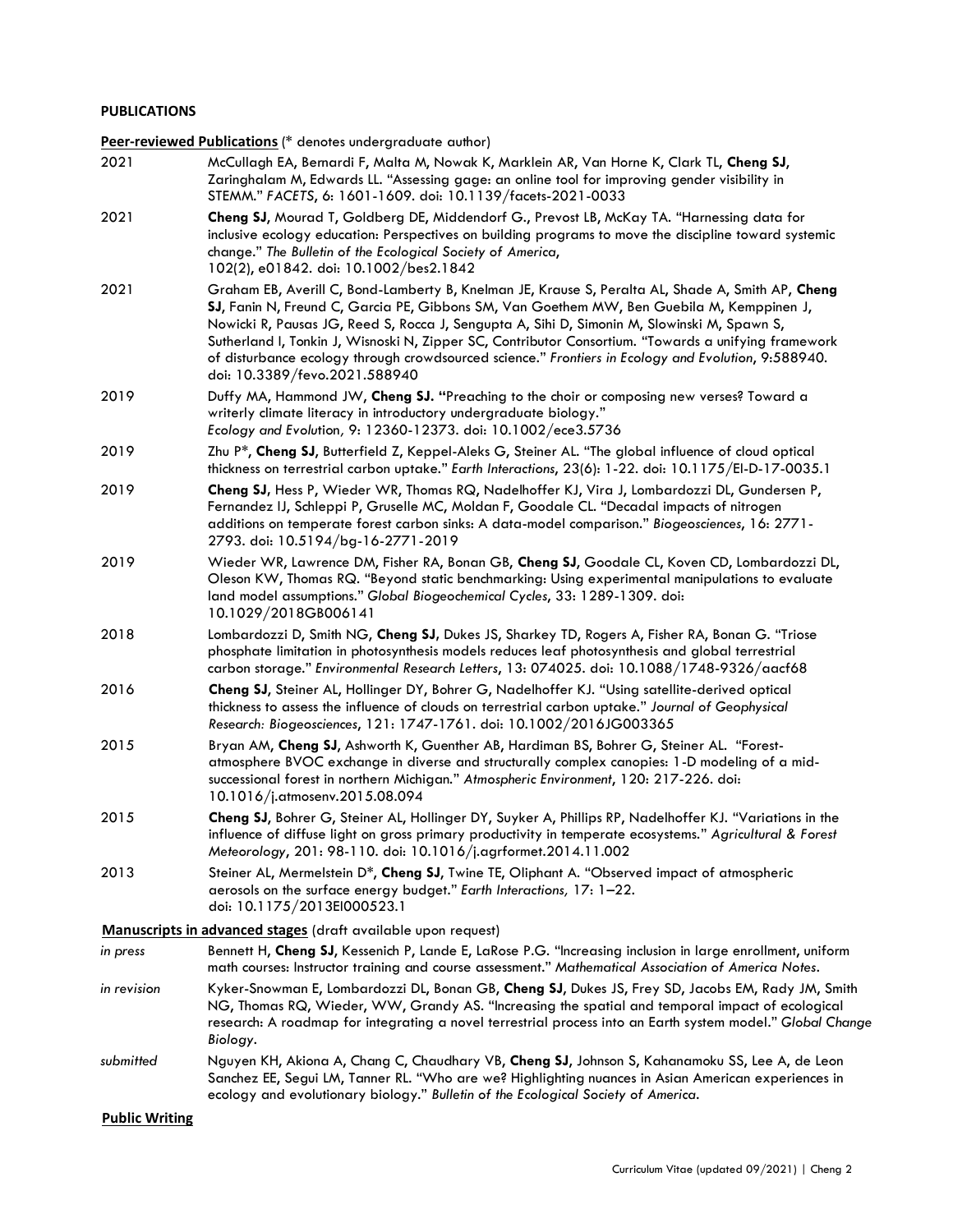**PUBLICATIONS**

**Peer-reviewed Publications** (* denotes undergraduate author)

2021 McCullagh EA, Bernardi F, Malta M, Nowak K, Marklein AR, Van Horne K, Clark TL, **Cheng SJ**, Zaringhalam M, Edwards LL. "Assessing gage: an online tool for improving gender visibility in STEMM." *FACETS*, 6: 1601-1609. doi: 10.1139/facets-2021-0033

2021 **Cheng SJ**, Mourad T, Goldberg DE, Middendorf G., Prevost LB, McKay TA. "Harnessing data for inclusive ecology education: Perspectives on building programs to move the discipline toward systemic change." *The Bulletin of the Ecological Society of America*, 102(2), e01842. doi: 10.1002/bes2.1842

2021 Graham EB, Averill C, Bond-Lamberty B, Knelman JE, Krause S, Peralta AL, Shade A, Smith AP, **Cheng SJ**, Fanin N, Freund C, Garcia PE, Gibbons SM, Van Goethem MW, Ben Guebila M, Kemppinen J, Nowicki R, Pausas JG, Reed S, Rocca J, Sengupta A, Sihi D, Simonin M, Slowinski M, Spawn S, Sutherland I, Tonkin J, Wisnoski N, Zipper SC, Contributor Consortium. "Towards a unifying framework of disturbance ecology through crowdsourced science." *Frontiers in Ecology and Evolution*, 9:588940. doi: 10.3389/fevo.2021.588940

2019 Duffy MA, Hammond JW, **Cheng SJ.** "Preaching to the choir or composing new verses? Toward a writerly climate literacy in introductory undergraduate biology." *Ecology and Evolution*, 9: 12360-12373. doi: 10.1002/ece3.5736

2019 Zhu P*, **Cheng SJ**, Butterfield Z, Keppel-Aleks G, Steiner AL. "The global influence of cloud optical thickness on terrestrial carbon uptake." *Earth Interactions*, 23(6): 1-22. doi: 10.1175/EI-D-17-0035.1

2019 **Cheng SJ**, Hess P, Wieder WR, Thomas RQ, Nadelhoffer KJ, Vira J, Lombardozzi DL, Gundersen P, Fernandez IJ, Schleppi P, Gruselle MC, Moldan F, Goodale CL. "Decadal impacts of nitrogen additions on temperate forest carbon sinks: A data-model comparison." *Biogeosciences*, 16: 2771-2793. doi: 10.5194/bg-16-2771-2019

2019 Wieder WR, Lawrence DM, Fisher RA, Bonan GB, **Cheng SJ**, Goodale CL, Koven CD, Lombardozzi DL, Oleson KW, Thomas RQ. "Beyond static benchmarking: Using experimental manipulations to evaluate land model assumptions." *Global Biogeochemical Cycles*, 33: 1289-1309. doi: 10.1029/2018GB006141

2018 Lombardozzi D, Smith NG, **Cheng SJ**, Dukes JS, Sharkey TD, Rogers A, Fisher RA, Bonan G. "Triose phosphate limitation in photosynthesis models reduces leaf photosynthesis and global terrestrial carbon storage." *Environmental Research Letters*, 13: 074025. doi: 10.1088/1748-9326/aacf68

2016 **Cheng SJ**, Steiner AL, Hollinger DY, Bohrer G, Nadelhoffer KJ. "Using satellite-derived optical thickness to assess the influence of clouds on terrestrial carbon uptake." *Journal of Geophysical Research: Biogeosciences*, 121: 1747-1761. doi: 10.1002/2016JG003365

2015 Bryan AM, **Cheng SJ**, Ashworth K, Guenther AB, Hardiman BS, Bohrer G, Steiner AL. "Forest-atmosphere BVOC exchange in diverse and structurally complex canopies: 1-D modeling of a mid-successional forest in northern Michigan." *Atmospheric Environment*, 120: 217-226. doi: 10.1016/j.atmosenv.2015.08.094

2015 **Cheng SJ**, Bohrer G, Steiner AL, Hollinger DY, Suyker A, Phillips RP, Nadelhoffer KJ. "Variations in the influence of diffuse light on gross primary productivity in temperate ecosystems." *Agricultural & Forest Meteorology*, 201: 98-110. doi: 10.1016/j.agrformet.2014.11.002

2013 Steiner AL, Mermelstein D*, **Cheng SJ**, Twine TE, Oliphant A. "Observed impact of atmospheric aerosols on the surface energy budget." *Earth Interactions*, 17: 1–22. doi: 10.1175/2013EI000523.1

**Manuscripts in advanced stages** (draft available upon request)

*in press* Bennett H, **Cheng SJ**, Kessenich P, Lande E, LaRose P.G. "Increasing inclusion in large enrollment, uniform math courses: Instructor training and course assessment." *Mathematical Association of America Notes*.

*in revision* Kyker-Snowman E, Lombardozzi DL, Bonan GB, **Cheng SJ**, Dukes JS, Frey SD, Jacobs EM, Rady JM, Smith NG, Thomas RQ, Wieder, WW, Grandy AS. "Increasing the spatial and temporal impact of ecological research: A roadmap for integrating a novel terrestrial process into an Earth system model." *Global Change Biology*.

*submitted* Nguyen KH, Akiona A, Chang C, Chaudhary VB, **Cheng SJ**, Johnson S, Kahanamoku SS, Lee A, de Leon Sanchez EE, Segui LM, Tanner RL. "Who are we? Highlighting nuances in Asian American experiences in ecology and evolutionary biology." *Bulletin of the Ecological Society of America*.

**Public Writing**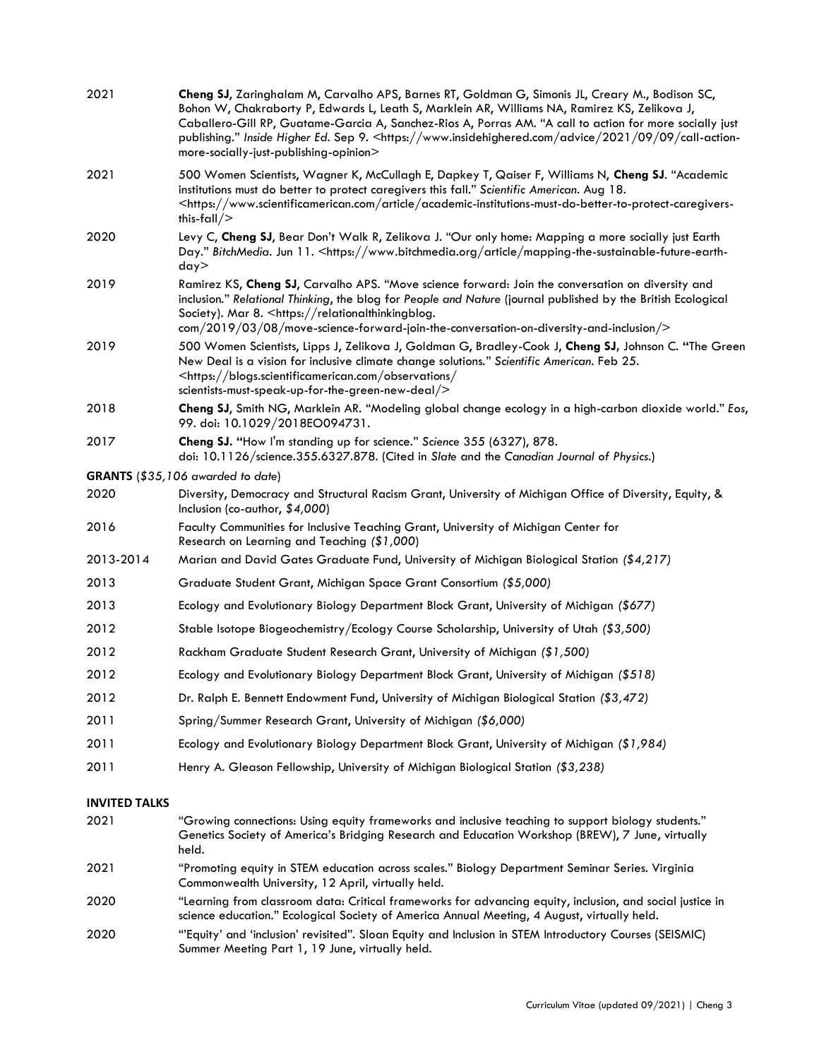2021 **Cheng SJ**, Zaringhalam M, Carvalho APS, Barnes RT, Goldman G, Simonis JL, Creary M., Bodison SC, Bohon W, Chakraborty P, Edwards L, Leath S, Marklein AR, Williams NA, Ramirez KS, Zelikova J, Caballero-Gill RP, Guatame-Garcia A, Sanchez-Rios A, Porras AM. "A call to action for more socially just publishing." *Inside Higher Ed*. Sep 9. <https://www.insidehighered.com/advice/2021/09/09/call-action-more-socially-just-publishing-opinion>

2021 500 Women Scientists, Wagner K, McCullagh E, Dapkey T, Qaiser F, Williams N, **Cheng SJ**. "Academic institutions must do better to protect caregivers this fall." *Scientific American*. Aug 18. <https://www.scientificamerican.com/article/academic-institutions-must-do-better-to-protect-caregivers-this-fall/>

2020 Levy C, **Cheng SJ**, Bear Don't Walk R, Zelikova J. "Our only home: Mapping a more socially just Earth Day." *BitchMedia*. Jun 11. <https://www.bitchmedia.org/article/mapping-the-sustainable-future-earth-day>

2019 Ramirez KS, **Cheng SJ**, Carvalho APS. "Move science forward: Join the conversation on diversity and inclusion." *Relational Thinking*, the blog for *People and Nature* (journal published by the British Ecological Society). Mar 8. <https://relationalthinkingblog.com/2019/03/08/move-science-forward-join-the-conversation-on-diversity-and-inclusion/>

2019 500 Women Scientists, Lipps J, Zelikova J, Goldman G, Bradley-Cook J, **Cheng SJ**, Johnson C. "The Green New Deal is a vision for inclusive climate change solutions." *Scientific American*. Feb 25. <https://blogs.scientificamerican.com/observations/scientists-must-speak-up-for-the-green-new-deal/>

2018 **Cheng SJ**, Smith NG, Marklein AR. "Modeling global change ecology in a high-carbon dioxide world." *Eos*, 99. doi: 10.1029/2018EO094731.

2017 **Cheng SJ.** "How I'm standing up for science." *Science* 355 (6327), 878. doi: 10.1126/science.355.6327.878. (Cited in *Slate* and the *Canadian Journal of Physics*.)

**GRANTS** (*$35,106 awarded to date*)

2020 Diversity, Democracy and Structural Racism Grant, University of Michigan Office of Diversity, Equity, & Inclusion (co-author, *$4,000*)

2016 Faculty Communities for Inclusive Teaching Grant, University of Michigan Center for Research on Learning and Teaching *($1,000)*

2013-2014 Marian and David Gates Graduate Fund, University of Michigan Biological Station *($4,217)*

2013 Graduate Student Grant, Michigan Space Grant Consortium *($5,000)*

2013 Ecology and Evolutionary Biology Department Block Grant, University of Michigan *($677)*

2012 Stable Isotope Biogeochemistry/Ecology Course Scholarship, University of Utah *($3,500)*

2012 Rackham Graduate Student Research Grant, University of Michigan *($1,500)*

2012 Ecology and Evolutionary Biology Department Block Grant, University of Michigan *($518)*

2012 Dr. Ralph E. Bennett Endowment Fund, University of Michigan Biological Station *($3,472)*

2011 Spring/Summer Research Grant, University of Michigan *($6,000)*

2011 Ecology and Evolutionary Biology Department Block Grant, University of Michigan *($1,984)*

2011 Henry A. Gleason Fellowship, University of Michigan Biological Station *($3,238)*

**INVITED TALKS**

2021 "Growing connections: Using equity frameworks and inclusive teaching to support biology students." Genetics Society of America's Bridging Research and Education Workshop (BREW), 7 June, virtually held.

2021 "Promoting equity in STEM education across scales." Biology Department Seminar Series. Virginia Commonwealth University, 12 April, virtually held.

2020 "Learning from classroom data: Critical frameworks for advancing equity, inclusion, and social justice in science education." Ecological Society of America Annual Meeting, 4 August, virtually held.

2020 "'Equity' and 'inclusion' revisited". Sloan Equity and Inclusion in STEM Introductory Courses (SEISMIC) Summer Meeting Part 1, 19 June, virtually held.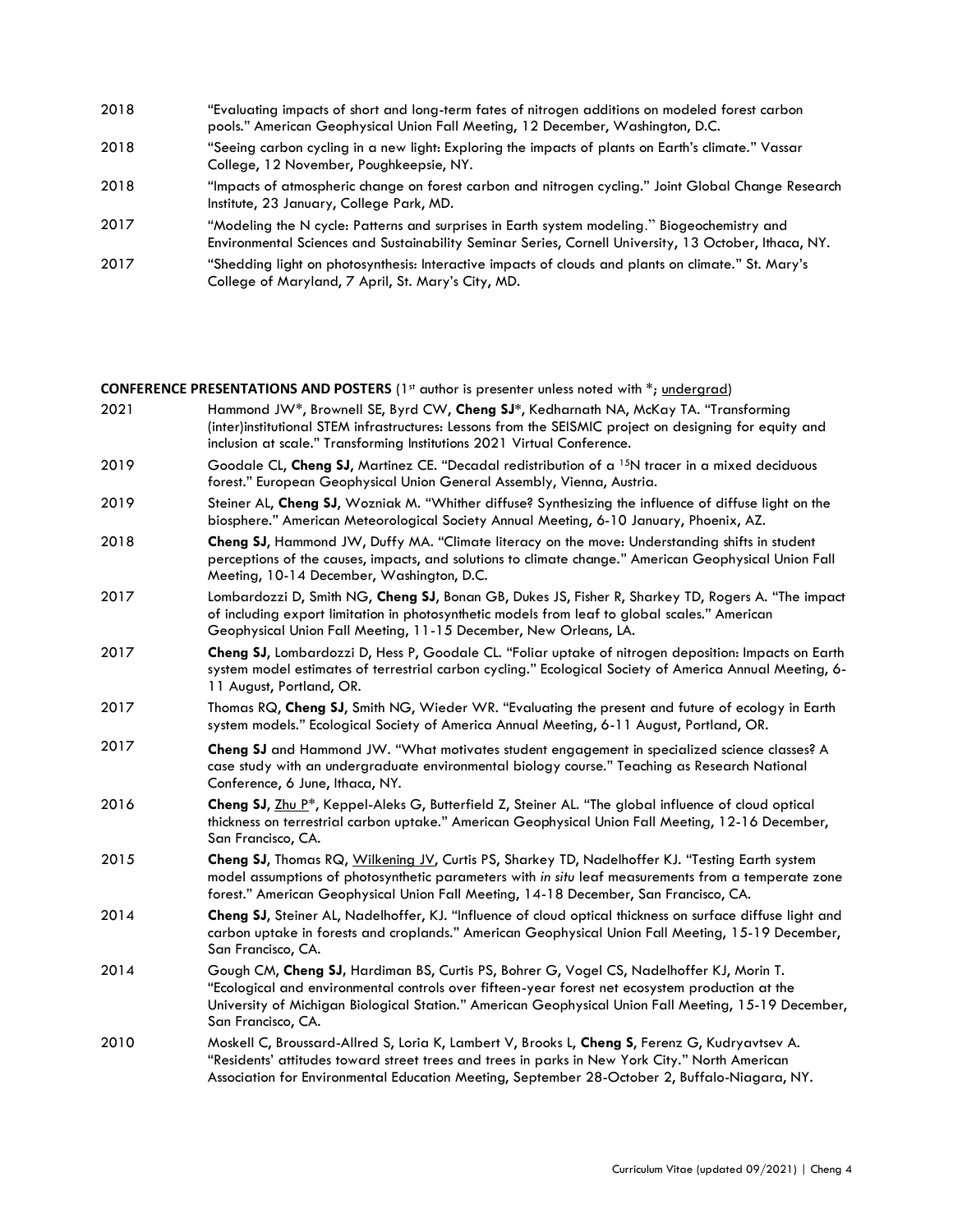2018 "Evaluating impacts of short and long-term fates of nitrogen additions on modeled forest carbon pools." American Geophysical Union Fall Meeting, 12 December, Washington, D.C.

2018 "Seeing carbon cycling in a new light: Exploring the impacts of plants on Earth's climate." Vassar College, 12 November, Poughkeepsie, NY.

2018 "Impacts of atmospheric change on forest carbon and nitrogen cycling." Joint Global Change Research Institute, 23 January, College Park, MD.

2017 "Modeling the N cycle: Patterns and surprises in Earth system modeling." Biogeochemistry and Environmental Sciences and Sustainability Seminar Series, Cornell University, 13 October, Ithaca, NY.

2017 "Shedding light on photosynthesis: Interactive impacts of clouds and plants on climate." St. Mary's College of Maryland, 7 April, St. Mary's City, MD.

**CONFERENCE PRESENTATIONS AND POSTERS** (1st author is presenter unless noted with *; undergrad)

2021 Hammond JW*, Brownell SE, Byrd CW, **Cheng SJ***, Kedharnath NA, McKay TA. "Transforming (inter)institutional STEM infrastructures: Lessons from the SEISMIC project on designing for equity and inclusion at scale." Transforming Institutions 2021 Virtual Conference.

2019 Goodale CL, **Cheng SJ**, Martinez CE. "Decadal redistribution of a $^{15}N$ tracer in a mixed deciduous forest." European Geophysical Union General Assembly, Vienna, Austria.

2019 Steiner AL, **Cheng SJ**, Wozniak M. "Whither diffuse? Synthesizing the influence of diffuse light on the biosphere." American Meteorological Society Annual Meeting, 6-10 January, Phoenix, AZ.

2018 **Cheng SJ**, Hammond JW, Duffy MA. "Climate literacy on the move: Understanding shifts in student perceptions of the causes, impacts, and solutions to climate change." American Geophysical Union Fall Meeting, 10-14 December, Washington, D.C.

2017 Lombardozzi D, Smith NG, **Cheng SJ**, Bonan GB, Dukes JS, Fisher R, Sharkey TD, Rogers A. "The impact of including export limitation in photosynthetic models from leaf to global scales." American Geophysical Union Fall Meeting, 11-15 December, New Orleans, LA.

2017 **Cheng SJ**, Lombardozzi D, Hess P, Goodale CL. "Foliar uptake of nitrogen deposition: Impacts on Earth system model estimates of terrestrial carbon cycling." Ecological Society of America Annual Meeting, 6-11 August, Portland, OR.

2017 Thomas RQ, **Cheng SJ**, Smith NG, Wieder WR. "Evaluating the present and future of ecology in Earth system models." Ecological Society of America Annual Meeting, 6-11 August, Portland, OR.

2017 **Cheng SJ** and Hammond JW. "What motivates student engagement in specialized science classes? A case study with an undergraduate environmental biology course." Teaching as Research National Conference, 6 June, Ithaca, NY.

2016 **Cheng SJ**, Zhu P*, Keppel-Aleks G, Butterfield Z, Steiner AL. "The global influence of cloud optical thickness on terrestrial carbon uptake." American Geophysical Union Fall Meeting, 12-16 December, San Francisco, CA.

2015 **Cheng SJ**, Thomas RQ, Wilkening JV, Curtis PS, Sharkey TD, Nadelhoffer KJ. "Testing Earth system model assumptions of photosynthetic parameters with *in situ* leaf measurements from a temperate zone forest." American Geophysical Union Fall Meeting, 14-18 December, San Francisco, CA.

2014 **Cheng SJ**, Steiner AL, Nadelhoffer, KJ. "Influence of cloud optical thickness on surface diffuse light and carbon uptake in forests and croplands." American Geophysical Union Fall Meeting, 15-19 December, San Francisco, CA.

2014 Gough CM, **Cheng SJ**, Hardiman BS, Curtis PS, Bohrer G, Vogel CS, Nadelhoffer KJ, Morin T. "Ecological and environmental controls over fifteen-year forest net ecosystem production at the University of Michigan Biological Station." American Geophysical Union Fall Meeting, 15-19 December, San Francisco, CA.

2010 Moskell C, Broussard-Allred S, Loria K, Lambert V, Brooks L, **Cheng S**, Ferenz G, Kudryavtsev A. "Residents' attitudes toward street trees and trees in parks in New York City." North American Association for Environmental Education Meeting, September 28-October 2, Buffalo-Niagara, NY.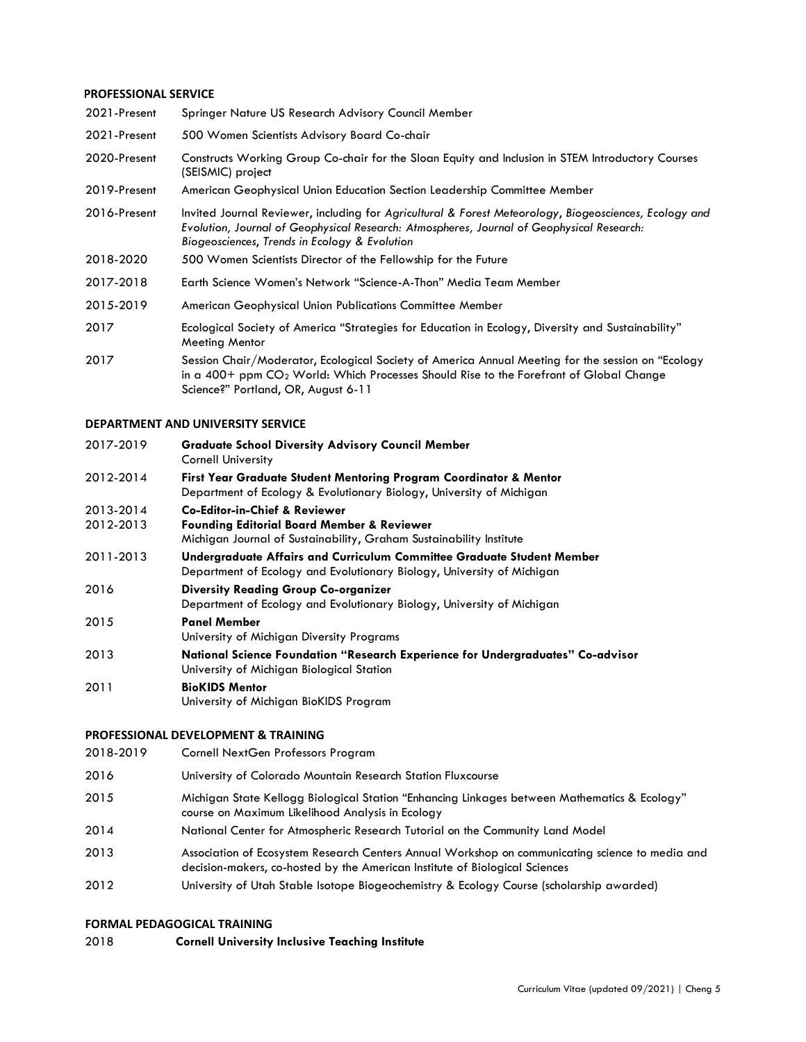## PROFESSIONAL SERVICE

2021-Present Springer Nature US Research Advisory Council Member

2021-Present 500 Women Scientists Advisory Board Co-chair

2020-Present Constructs Working Group Co-chair for the Sloan Equity and Inclusion in STEM Introductory Courses (SEISMIC) project

2019-Present American Geophysical Union Education Section Leadership Committee Member

2016-Present Invited Journal Reviewer, including for *Agricultural & Forest Meteorology*, *Biogeosciences*, *Ecology and Evolution*, *Journal of Geophysical Research: Atmospheres*, *Journal of Geophysical Research: Biogeosciences*, *Trends in Ecology & Evolution*

2018-2020 500 Women Scientists Director of the Fellowship for the Future

2017-2018 Earth Science Women's Network "Science-A-Thon" Media Team Member

2015-2019 American Geophysical Union Publications Committee Member

2017 Ecological Society of America "Strategies for Education in Ecology, Diversity and Sustainability" Meeting Mentor

2017 Session Chair/Moderator, Ecological Society of America Annual Meeting for the session on "Ecology in a 400+ ppm $CO_2$ World: Which Processes Should Rise to the Forefront of Global Change Science?" Portland, OR, August 6-11

## DEPARTMENT AND UNIVERSITY SERVICE

2017-2019 **Graduate School Diversity Advisory Council Member**
Cornell University

2012-2014 **First Year Graduate Student Mentoring Program Coordinator & Mentor**
Department of Ecology & Evolutionary Biology, University of Michigan

2013-2014 **Co-Editor-in-Chief & Reviewer**
2012-2013 **Founding Editorial Board Member & Reviewer**
Michigan Journal of Sustainability, Graham Sustainability Institute

2011-2013 **Undergraduate Affairs and Curriculum Committee Graduate Student Member**
Department of Ecology and Evolutionary Biology, University of Michigan

2016 **Diversity Reading Group Co-organizer**
Department of Ecology and Evolutionary Biology, University of Michigan

2015 **Panel Member**
University of Michigan Diversity Programs

2013 **National Science Foundation "Research Experience for Undergraduates" Co-advisor**
University of Michigan Biological Station

2011 **BioKIDS Mentor**
University of Michigan BioKIDS Program

## PROFESSIONAL DEVELOPMENT & TRAINING

2018-2019 Cornell NextGen Professors Program

2016 University of Colorado Mountain Research Station Fluxcourse

2015 Michigan State Kellogg Biological Station "Enhancing Linkages between Mathematics & Ecology" course on Maximum Likelihood Analysis in Ecology

2014 National Center for Atmospheric Research Tutorial on the Community Land Model

2013 Association of Ecosystem Research Centers Annual Workshop on communicating science to media and decision-makers, co-hosted by the American Institute of Biological Sciences

2012 University of Utah Stable Isotope Biogeochemistry & Ecology Course (scholarship awarded)

## FORMAL PEDAGOGICAL TRAINING

2018 **Cornell University Inclusive Teaching Institute**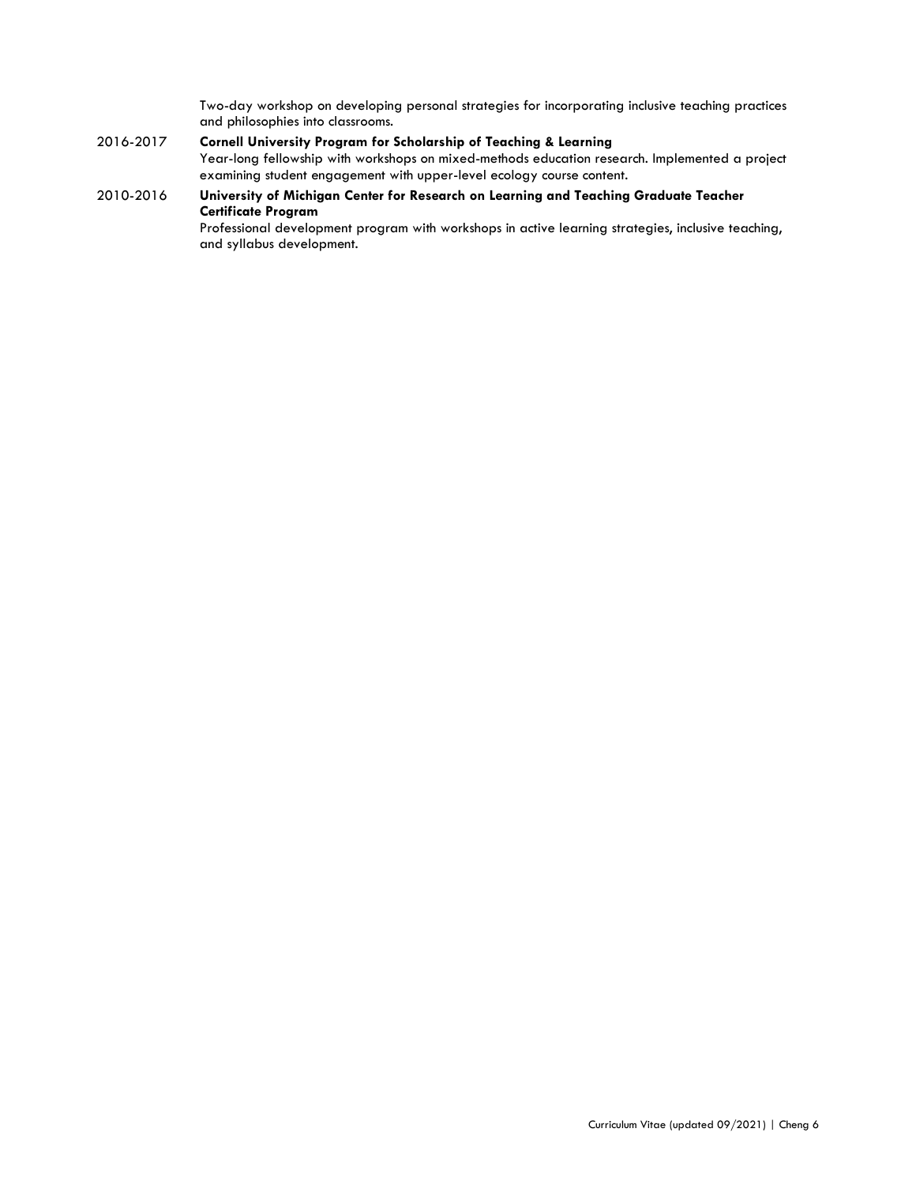Two-day workshop on developing personal strategies for incorporating inclusive teaching practices and philosophies into classrooms.

2016-2017 **Cornell University Program for Scholarship of Teaching & Learning**
Year-long fellowship with workshops on mixed-methods education research. Implemented a project examining student engagement with upper-level ecology course content.

2010-2016 **University of Michigan Center for Research on Learning and Teaching Graduate Teacher Certificate Program**
Professional development program with workshops in active learning strategies, inclusive teaching, and syllabus development.